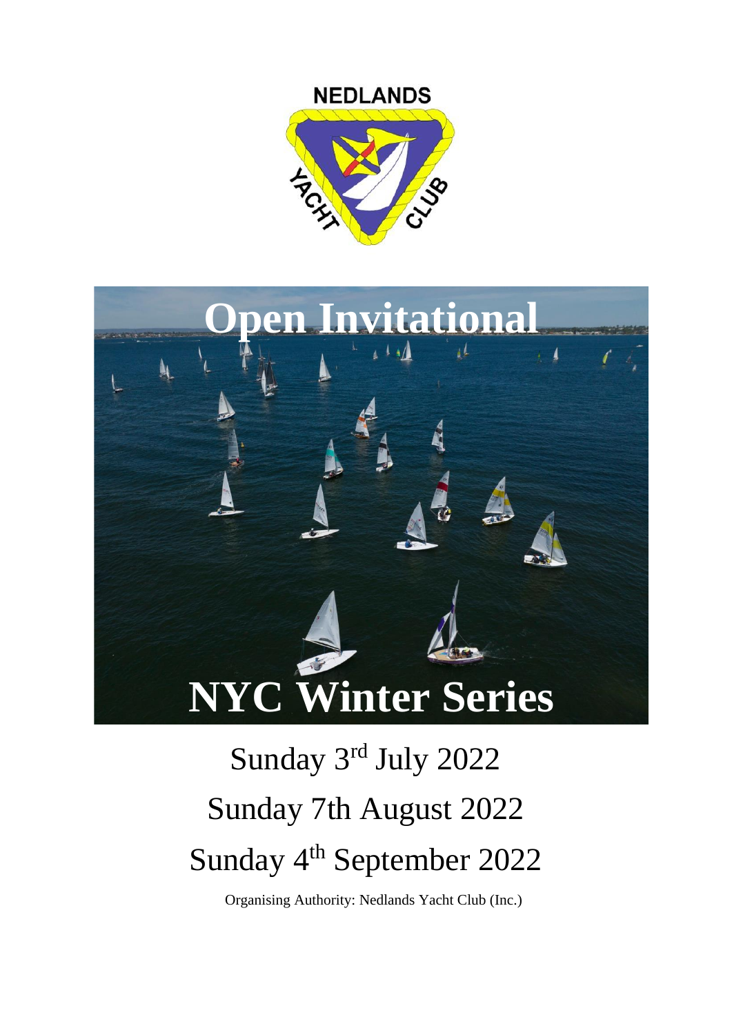NEDLANDS YACHT CLUB

# Open Invitational

# NYC Winter Series

Sunday 3rd July 2022

Sunday 7th August 2022

Sunday 4th September 2022

Organising Authority: Nedlands Yacht Club (Inc.)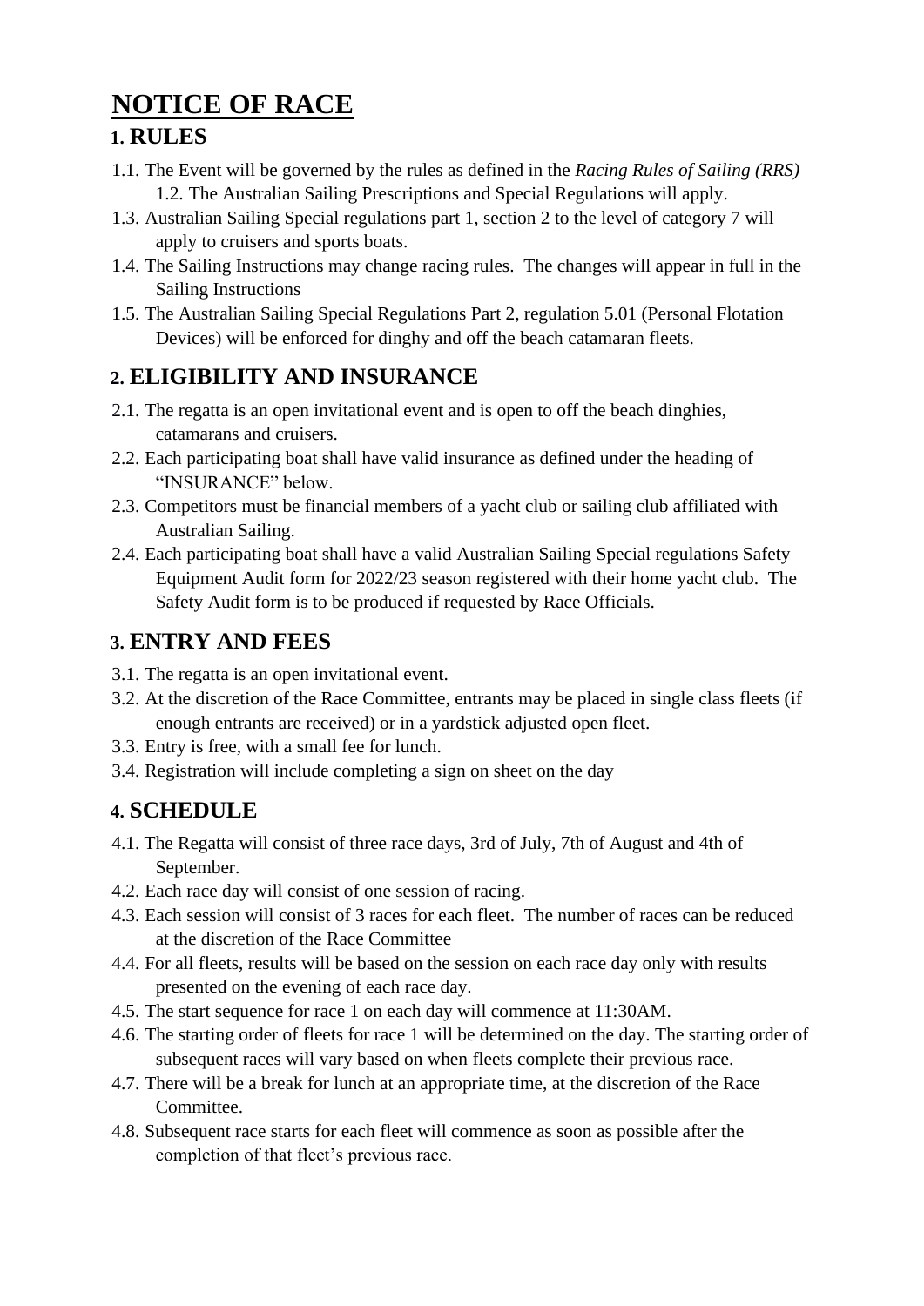# NOTICE OF RACE

## 1. RULES

1.1. The Event will be governed by the rules as defined in the *Racing Rules of Sailing (RRS)*

1.2. The Australian Sailing Prescriptions and Special Regulations will apply.

1.3. Australian Sailing Special regulations part 1, section 2 to the level of category 7 will apply to cruisers and sports boats.

1.4. The Sailing Instructions may change racing rules. The changes will appear in full in the Sailing Instructions

1.5. The Australian Sailing Special Regulations Part 2, regulation 5.01 (Personal Flotation Devices) will be enforced for dinghy and off the beach catamaran fleets.

## 2. ELIGIBILITY AND INSURANCE

2.1. The regatta is an open invitational event and is open to off the beach dinghies, catamarans and cruisers.

2.2. Each participating boat shall have valid insurance as defined under the heading of "INSURANCE" below.

2.3. Competitors must be financial members of a yacht club or sailing club affiliated with Australian Sailing.

2.4. Each participating boat shall have a valid Australian Sailing Special regulations Safety Equipment Audit form for 2022/23 season registered with their home yacht club. The Safety Audit form is to be produced if requested by Race Officials.

## 3. ENTRY AND FEES

3.1. The regatta is an open invitational event.

3.2. At the discretion of the Race Committee, entrants may be placed in single class fleets (if enough entrants are received) or in a yardstick adjusted open fleet.

3.3. Entry is free, with a small fee for lunch.

3.4. Registration will include completing a sign on sheet on the day

## 4. SCHEDULE

4.1. The Regatta will consist of three race days, 3rd of July, 7th of August and 4th of September.

4.2. Each race day will consist of one session of racing.

4.3. Each session will consist of 3 races for each fleet. The number of races can be reduced at the discretion of the Race Committee

4.4. For all fleets, results will be based on the session on each race day only with results presented on the evening of each race day.

4.5. The start sequence for race 1 on each day will commence at 11:30AM.

4.6. The starting order of fleets for race 1 will be determined on the day. The starting order of subsequent races will vary based on when fleets complete their previous race.

4.7. There will be a break for lunch at an appropriate time, at the discretion of the Race Committee.

4.8. Subsequent race starts for each fleet will commence as soon as possible after the completion of that fleet's previous race.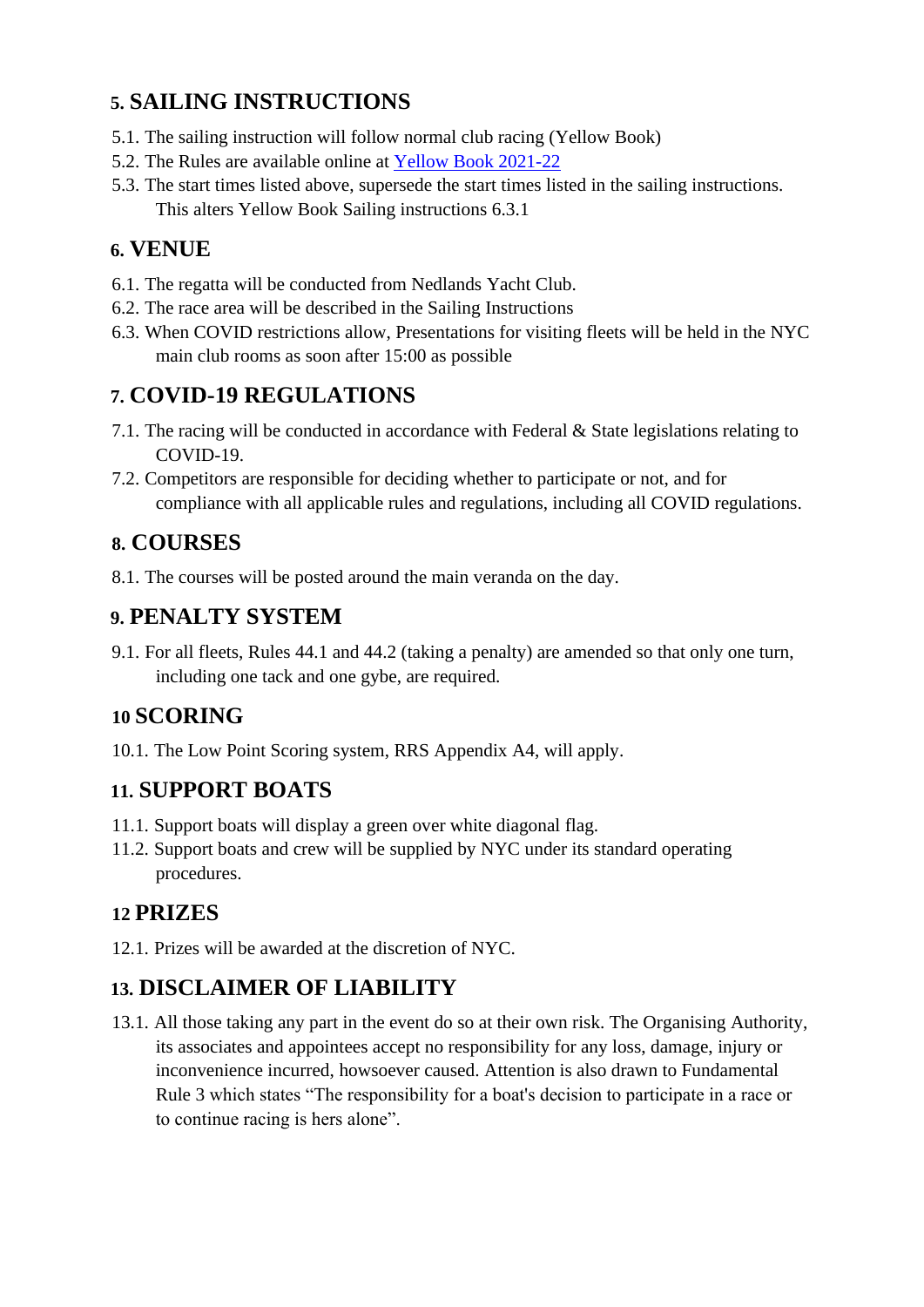## 5. SAILING INSTRUCTIONS

5.1. The sailing instruction will follow normal club racing (Yellow Book)

5.2. The Rules are available online at [Yellow Book 2021-22]

5.3. The start times listed above, supersede the start times listed in the sailing instructions. This alters Yellow Book Sailing instructions 6.3.1

## 6. VENUE

6.1. The regatta will be conducted from Nedlands Yacht Club.

6.2. The race area will be described in the Sailing Instructions

6.3. When COVID restrictions allow, Presentations for visiting fleets will be held in the NYC main club rooms as soon after 15:00 as possible

## 7. COVID-19 REGULATIONS

7.1. The racing will be conducted in accordance with Federal & State legislations relating to COVID-19.

7.2. Competitors are responsible for deciding whether to participate or not, and for compliance with all applicable rules and regulations, including all COVID regulations.

## 8. COURSES

8.1. The courses will be posted around the main veranda on the day.

## 9. PENALTY SYSTEM

9.1. For all fleets, Rules 44.1 and 44.2 (taking a penalty) are amended so that only one turn, including one tack and one gybe, are required.

## 10 SCORING

10.1. The Low Point Scoring system, RRS Appendix A4, will apply.

## 11. SUPPORT BOATS

11.1. Support boats will display a green over white diagonal flag.

11.2. Support boats and crew will be supplied by NYC under its standard operating procedures.

## 12 PRIZES

12.1. Prizes will be awarded at the discretion of NYC.

## 13. DISCLAIMER OF LIABILITY

13.1. All those taking any part in the event do so at their own risk. The Organising Authority, its associates and appointees accept no responsibility for any loss, damage, injury or inconvenience incurred, howsoever caused. Attention is also drawn to Fundamental Rule 3 which states "The responsibility for a boat's decision to participate in a race or to continue racing is hers alone".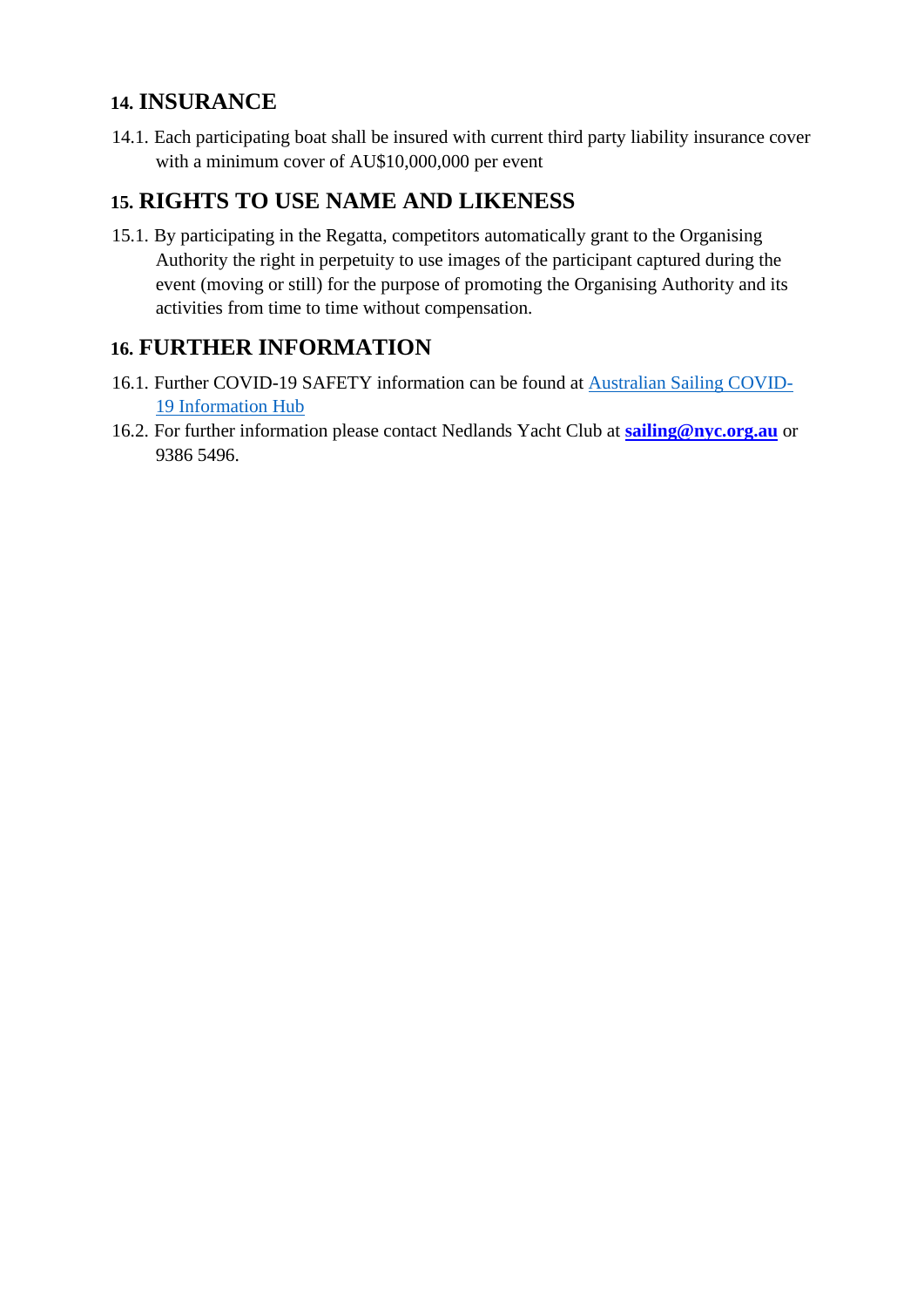## 14. INSURANCE

14.1. Each participating boat shall be insured with current third party liability insurance cover with a minimum cover of AU$10,000,000 per event

## 15. RIGHTS TO USE NAME AND LIKENESS

15.1. By participating in the Regatta, competitors automatically grant to the Organising Authority the right in perpetuity to use images of the participant captured during the event (moving or still) for the purpose of promoting the Organising Authority and its activities from time to time without compensation.

## 16. FURTHER INFORMATION

16.1. Further COVID-19 SAFETY information can be found at Australian Sailing COVID-19 Information Hub

16.2. For further information please contact Nedlands Yacht Club at **sailing@nyc.org.au** or 9386 5496.